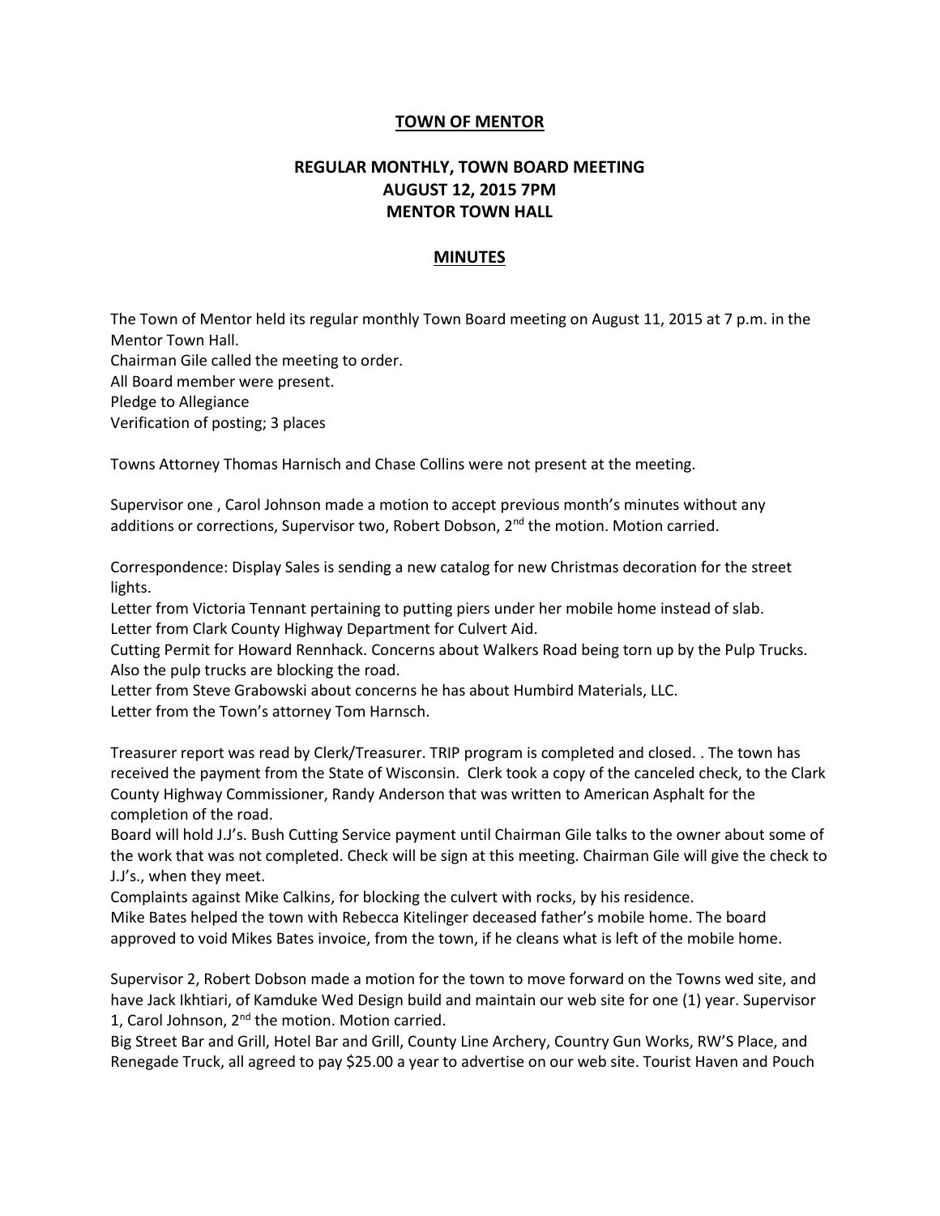**TOWN OF MENTOR**

**REGULAR MONTHLY, TOWN BOARD MEETING**
**AUGUST 12, 2015 7PM**
**MENTOR TOWN HALL**

**MINUTES**

The Town of Mentor held its regular monthly Town Board meeting on August 11, 2015 at 7 p.m. in the Mentor Town Hall.
Chairman Gile called the meeting to order.
All Board member were present.
Pledge to Allegiance
Verification of posting; 3 places

Towns Attorney Thomas Harnisch and Chase Collins were not present at the meeting.

Supervisor one , Carol Johnson made a motion to accept previous month's minutes without any additions or corrections, Supervisor two, Robert Dobson, 2nd the motion. Motion carried.

Correspondence: Display Sales is sending a new catalog for new Christmas decoration for the street lights.
Letter from Victoria Tennant pertaining to putting piers under her mobile home instead of slab.
Letter from Clark County Highway Department for Culvert Aid.
Cutting Permit for Howard Rennhack. Concerns about Walkers Road being torn up by the Pulp Trucks. Also the pulp trucks are blocking the road.
Letter from Steve Grabowski about concerns he has about Humbird Materials, LLC.
Letter from the Town's attorney Tom Harnsch.

Treasurer report was read by Clerk/Treasurer. TRIP program is completed and closed. . The town has received the payment from the State of Wisconsin. Clerk took a copy of the canceled check, to the Clark County Highway Commissioner, Randy Anderson that was written to American Asphalt for the completion of the road.
Board will hold J.J's. Bush Cutting Service payment until Chairman Gile talks to the owner about some of the work that was not completed. Check will be sign at this meeting. Chairman Gile will give the check to J.J's., when they meet.
Complaints against Mike Calkins, for blocking the culvert with rocks, by his residence.
Mike Bates helped the town with Rebecca Kitelinger deceased father's mobile home. The board approved to void Mikes Bates invoice, from the town, if he cleans what is left of the mobile home.

Supervisor 2, Robert Dobson made a motion for the town to move forward on the Towns wed site, and have Jack Ikhtiari, of Kamduke Wed Design build and maintain our web site for one (1) year. Supervisor 1, Carol Johnson, 2nd the motion. Motion carried.
Big Street Bar and Grill, Hotel Bar and Grill, County Line Archery, Country Gun Works, RW'S Place, and Renegade Truck, all agreed to pay $25.00 a year to advertise on our web site. Tourist Haven and Pouch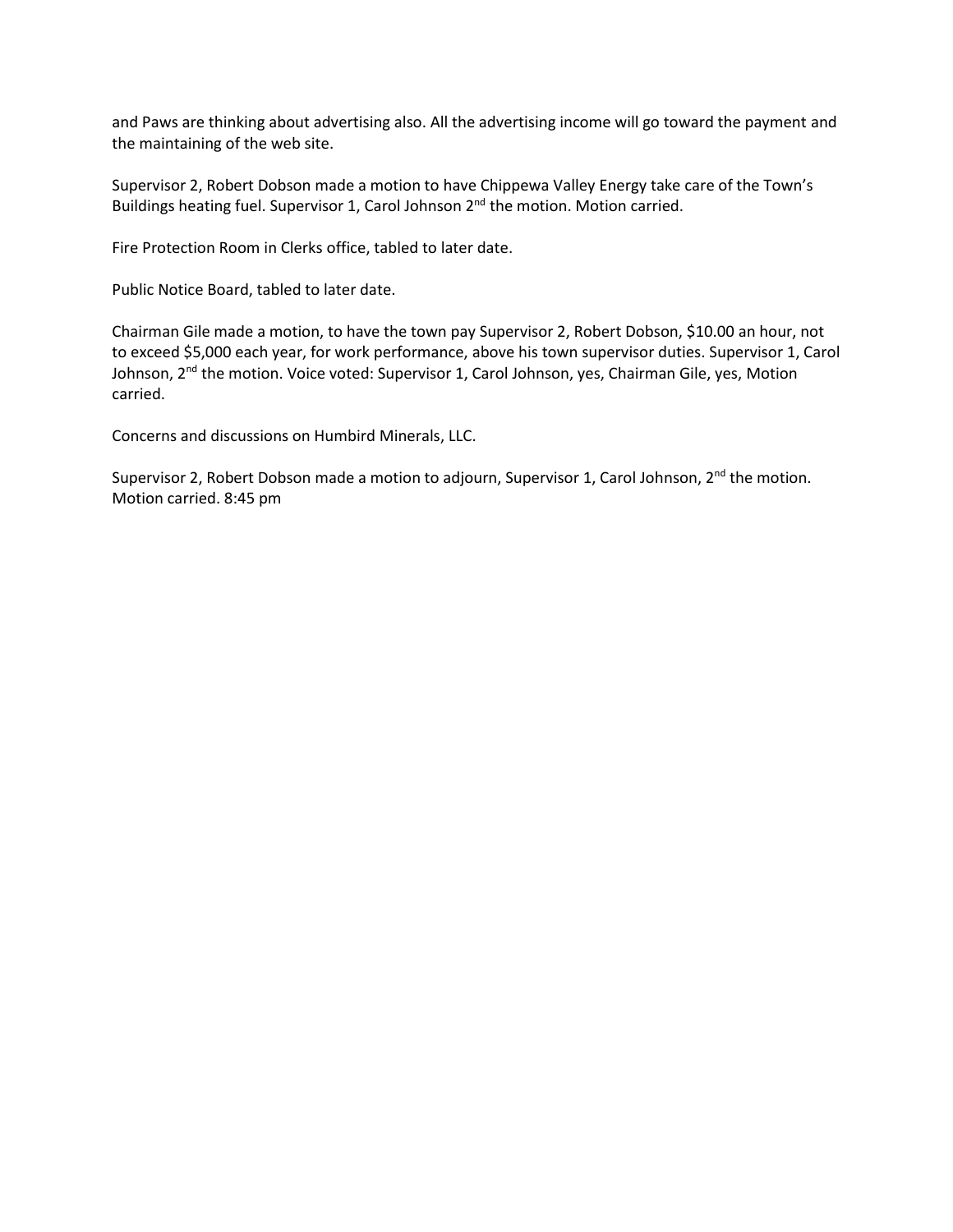and Paws are thinking about advertising also. All the advertising income will go toward the payment and the maintaining of the web site.

Supervisor 2, Robert Dobson made a motion to have Chippewa Valley Energy take care of the Town's Buildings heating fuel. Supervisor 1, Carol Johnson 2nd the motion. Motion carried.

Fire Protection Room in Clerks office, tabled to later date.

Public Notice Board, tabled to later date.

Chairman Gile made a motion, to have the town pay Supervisor 2, Robert Dobson, $10.00 an hour, not to exceed $5,000 each year, for work performance, above his town supervisor duties. Supervisor 1, Carol Johnson, 2nd the motion. Voice voted: Supervisor 1, Carol Johnson, yes, Chairman Gile, yes, Motion carried.

Concerns and discussions on Humbird Minerals, LLC.

Supervisor 2, Robert Dobson made a motion to adjourn, Supervisor 1, Carol Johnson, 2nd the motion. Motion carried. 8:45 pm